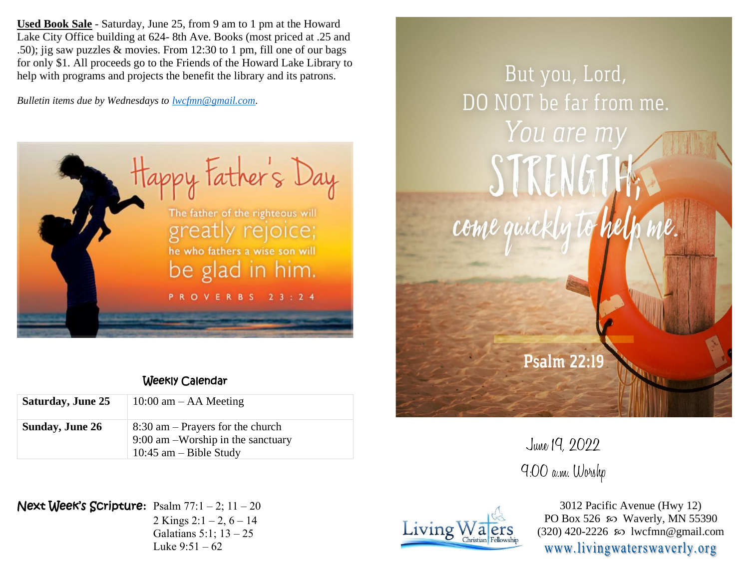**Used Book Sale** - Saturday, June 25, from 9 am to 1 pm at the Howard Lake City Office building at 624- 8th Ave. Books (most priced at .25 and .50); jig saw puzzles & movies. From 12:30 to 1 pm, fill one of our bags for only $1. All proceeds go to the Friends of the Howard Lake Library to help with programs and projects the benefit the library and its patrons.

*Bulletin items due by Wednesdays to lwcfmn@gmail.com.*

Happy Father's Day

The father of the righteous will greatly rejoice; he who fathers a wise son will be glad in him.

PROVERBS 23:24

## Weekly Calendar

| | |
|---|---|
| **Saturday, June 25** | 10:00 am – AA Meeting |
| **Sunday, June 26** | 8:30 am – Prayers for the church<br>9:00 am –Worship in the sanctuary<br>10:45 am – Bible Study |

**Next Week's Scripture:** Psalm 77:1 – 2; 11 – 20
2 Kings 2:1 – 2, 6 – 14
Galatians 5:1; 13 – 25
Luke 9:51 – 62

But you, Lord, DO NOT be far from me. You are my STRENGTH; come quickly to help me.

Psalm 22:19

June 19, 2022

9:00 a.m. Worship

Living Waters Christian Fellowship

3012 Pacific Avenue (Hwy 12)
PO Box 526 ☙ Waverly, MN 55390
(320) 420-2226 ☙ lwcfmn@gmail.com
www.livingwaterswaverly.org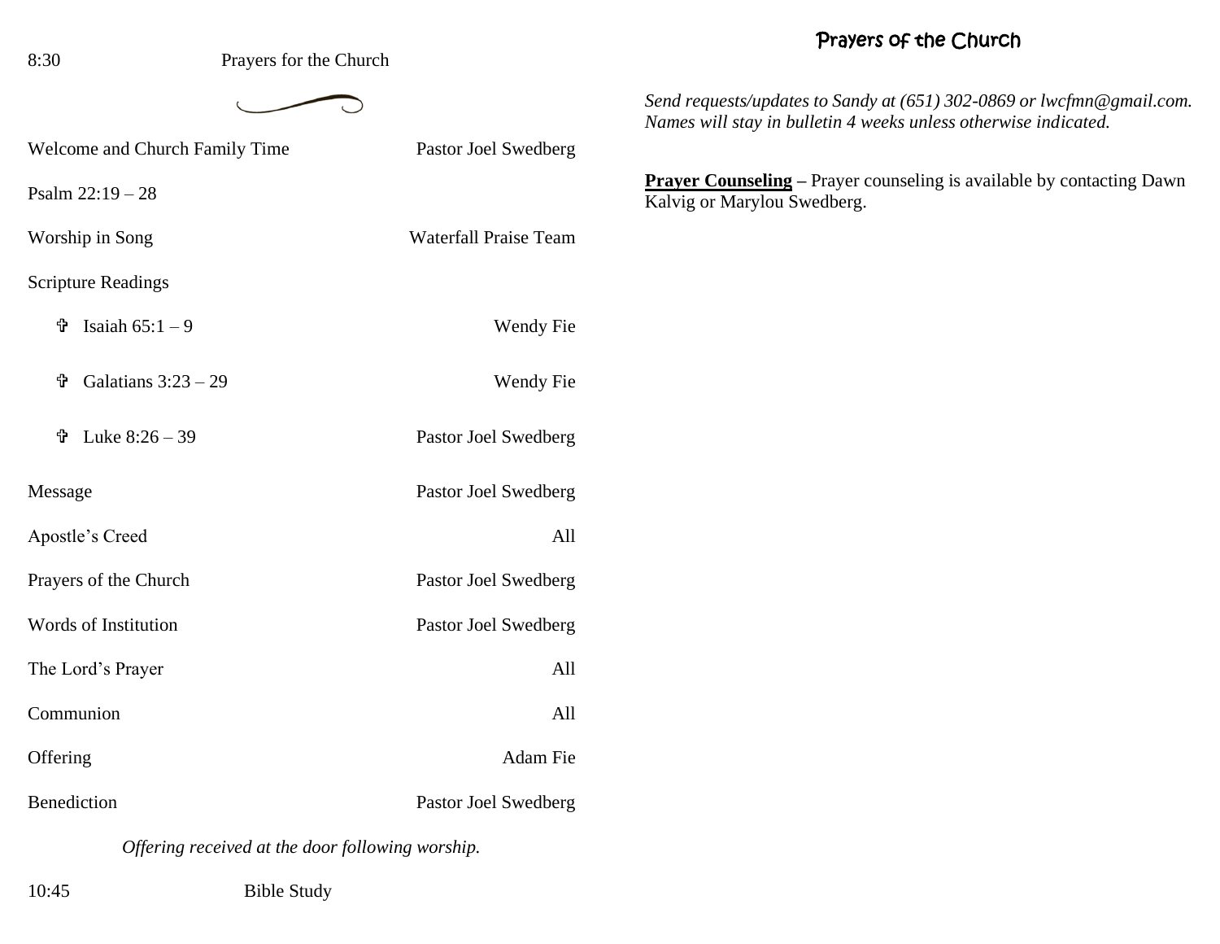8:30 Prayers for the Church

| | |
|---|---|
| Welcome and Church Family Time | Pastor Joel Swedberg |
| Psalm 22:19 – 28 | |
| Worship in Song | Waterfall Praise Team |
| Scripture Readings | |
| ✞ Isaiah 65:1 – 9 | Wendy Fie |
| ✞ Galatians 3:23 – 29 | Wendy Fie |
| ✞ Luke 8:26 – 39 | Pastor Joel Swedberg |
| Message | Pastor Joel Swedberg |
| Apostle's Creed | All |
| Prayers of the Church | Pastor Joel Swedberg |
| Words of Institution | Pastor Joel Swedberg |
| The Lord's Prayer | All |
| Communion | All |
| Offering | Adam Fie |
| Benediction | Pastor Joel Swedberg |

*Offering received at the door following worship.*

10:45 Bible Study

## Prayers of the Church

*Send requests/updates to Sandy at (651) 302-0869 or lwcfmn@gmail.com. Names will stay in bulletin 4 weeks unless otherwise indicated.*

**Prayer Counseling** – Prayer counseling is available by contacting Dawn Kalvig or Marylou Swedberg.